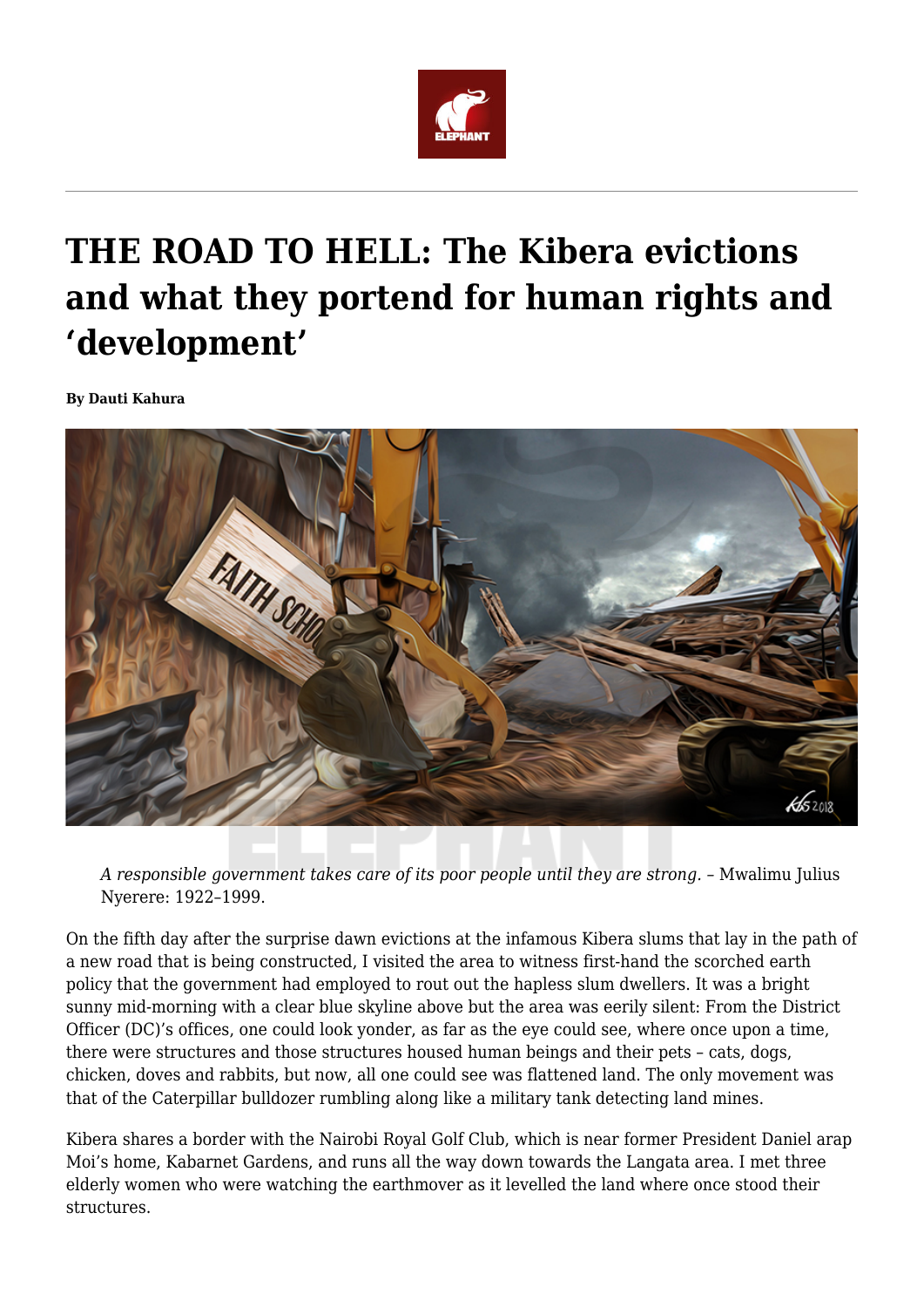# THE ROAD TO HELL: The Kibera evictions and what they portend for human rights and 'development'

**By Dauti Kahura**

> *A responsible government takes care of its poor people until they are strong.* – Mwalimu Julius Nyerere: 1922–1999.

On the fifth day after the surprise dawn evictions at the infamous Kibera slums that lay in the path of a new road that is being constructed, I visited the area to witness first-hand the scorched earth policy that the government had employed to rout out the hapless slum dwellers. It was a bright sunny mid-morning with a clear blue skyline above but the area was eerily silent: From the District Officer (DC)'s offices, one could look yonder, as far as the eye could see, where once upon a time, there were structures and those structures housed human beings and their pets – cats, dogs, chicken, doves and rabbits, but now, all one could see was flattened land. The only movement was that of the Caterpillar bulldozer rumbling along like a military tank detecting land mines.

Kibera shares a border with the Nairobi Royal Golf Club, which is near former President Daniel arap Moi's home, Kabarnet Gardens, and runs all the way down towards the Langata area. I met three elderly women who were watching the earthmover as it levelled the land where once stood their structures.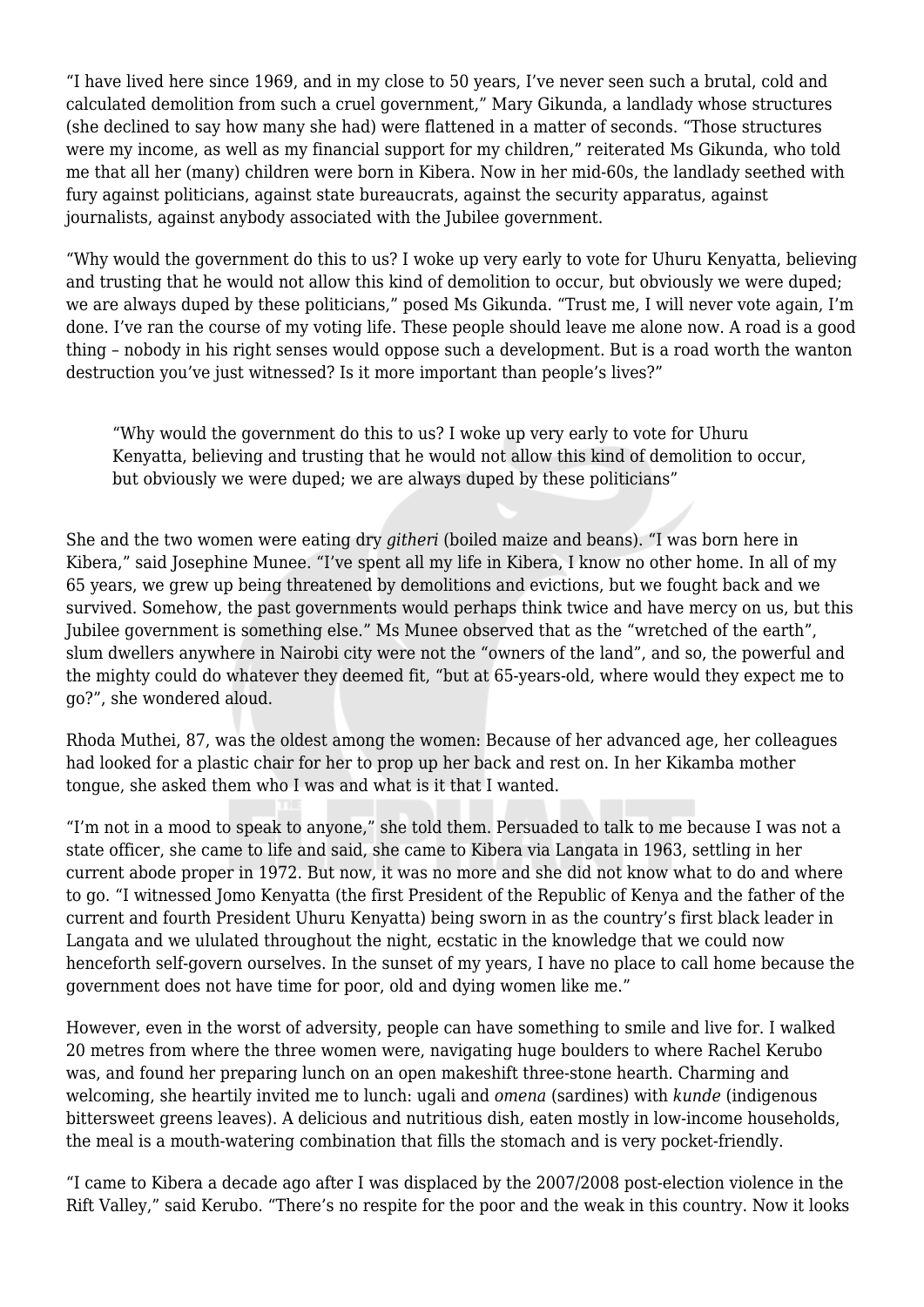"I have lived here since 1969, and in my close to 50 years, I've never seen such a brutal, cold and calculated demolition from such a cruel government," Mary Gikunda, a landlady whose structures (she declined to say how many she had) were flattened in a matter of seconds. "Those structures were my income, as well as my financial support for my children," reiterated Ms Gikunda, who told me that all her (many) children were born in Kibera. Now in her mid-60s, the landlady seethed with fury against politicians, against state bureaucrats, against the security apparatus, against journalists, against anybody associated with the Jubilee government.

"Why would the government do this to us? I woke up very early to vote for Uhuru Kenyatta, believing and trusting that he would not allow this kind of demolition to occur, but obviously we were duped; we are always duped by these politicians," posed Ms Gikunda. "Trust me, I will never vote again, I'm done. I've ran the course of my voting life. These people should leave me alone now. A road is a good thing – nobody in his right senses would oppose such a development. But is a road worth the wanton destruction you've just witnessed? Is it more important than people's lives?"

> "Why would the government do this to us? I woke up very early to vote for Uhuru Kenyatta, believing and trusting that he would not allow this kind of demolition to occur, but obviously we were duped; we are always duped by these politicians"

She and the two women were eating dry *githeri* (boiled maize and beans). "I was born here in Kibera," said Josephine Munee. "I've spent all my life in Kibera, I know no other home. In all of my 65 years, we grew up being threatened by demolitions and evictions, but we fought back and we survived. Somehow, the past governments would perhaps think twice and have mercy on us, but this Jubilee government is something else." Ms Munee observed that as the "wretched of the earth", slum dwellers anywhere in Nairobi city were not the "owners of the land", and so, the powerful and the mighty could do whatever they deemed fit, "but at 65-years-old, where would they expect me to go?", she wondered aloud.

Rhoda Muthei, 87, was the oldest among the women: Because of her advanced age, her colleagues had looked for a plastic chair for her to prop up her back and rest on. In her Kikamba mother tongue, she asked them who I was and what is it that I wanted.

"I'm not in a mood to speak to anyone," she told them. Persuaded to talk to me because I was not a state officer, she came to life and said, she came to Kibera via Langata in 1963, settling in her current abode proper in 1972. But now, it was no more and she did not know what to do and where to go. "I witnessed Jomo Kenyatta (the first President of the Republic of Kenya and the father of the current and fourth President Uhuru Kenyatta) being sworn in as the country's first black leader in Langata and we ululated throughout the night, ecstatic in the knowledge that we could now henceforth self-govern ourselves. In the sunset of my years, I have no place to call home because the government does not have time for poor, old and dying women like me."

However, even in the worst of adversity, people can have something to smile and live for. I walked 20 metres from where the three women were, navigating huge boulders to where Rachel Kerubo was, and found her preparing lunch on an open makeshift three-stone hearth. Charming and welcoming, she heartily invited me to lunch: ugali and *omena* (sardines) with *kunde* (indigenous bittersweet greens leaves). A delicious and nutritious dish, eaten mostly in low-income households, the meal is a mouth-watering combination that fills the stomach and is very pocket-friendly.

"I came to Kibera a decade ago after I was displaced by the 2007/2008 post-election violence in the Rift Valley," said Kerubo. "There's no respite for the poor and the weak in this country. Now it looks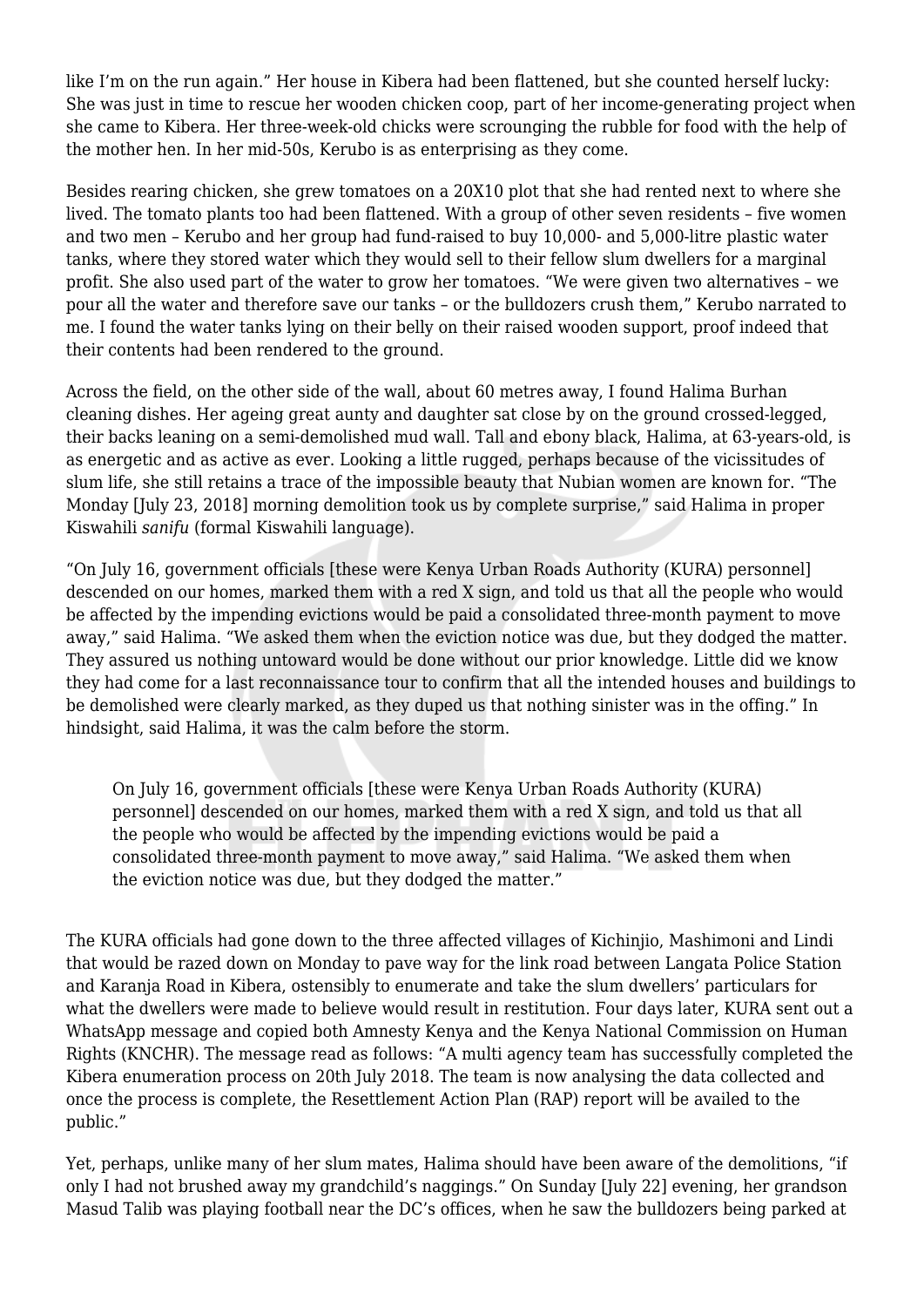like I'm on the run again." Her house in Kibera had been flattened, but she counted herself lucky: She was just in time to rescue her wooden chicken coop, part of her income-generating project when she came to Kibera. Her three-week-old chicks were scrounging the rubble for food with the help of the mother hen. In her mid-50s, Kerubo is as enterprising as they come.

Besides rearing chicken, she grew tomatoes on a 20X10 plot that she had rented next to where she lived. The tomato plants too had been flattened. With a group of other seven residents – five women and two men – Kerubo and her group had fund-raised to buy 10,000- and 5,000-litre plastic water tanks, where they stored water which they would sell to their fellow slum dwellers for a marginal profit. She also used part of the water to grow her tomatoes. "We were given two alternatives – we pour all the water and therefore save our tanks – or the bulldozers crush them," Kerubo narrated to me. I found the water tanks lying on their belly on their raised wooden support, proof indeed that their contents had been rendered to the ground.

Across the field, on the other side of the wall, about 60 metres away, I found Halima Burhan cleaning dishes. Her ageing great aunty and daughter sat close by on the ground crossed-legged, their backs leaning on a semi-demolished mud wall. Tall and ebony black, Halima, at 63-years-old, is as energetic and as active as ever. Looking a little rugged, perhaps because of the vicissitudes of slum life, she still retains a trace of the impossible beauty that Nubian women are known for. "The Monday [July 23, 2018] morning demolition took us by complete surprise," said Halima in proper Kiswahili *sanifu* (formal Kiswahili language).

"On July 16, government officials [these were Kenya Urban Roads Authority (KURA) personnel] descended on our homes, marked them with a red X sign, and told us that all the people who would be affected by the impending evictions would be paid a consolidated three-month payment to move away," said Halima. "We asked them when the eviction notice was due, but they dodged the matter. They assured us nothing untoward would be done without our prior knowledge. Little did we know they had come for a last reconnaissance tour to confirm that all the intended houses and buildings to be demolished were clearly marked, as they duped us that nothing sinister was in the offing." In hindsight, said Halima, it was the calm before the storm.

> On July 16, government officials [these were Kenya Urban Roads Authority (KURA) personnel] descended on our homes, marked them with a red X sign, and told us that all the people who would be affected by the impending evictions would be paid a consolidated three-month payment to move away," said Halima. "We asked them when the eviction notice was due, but they dodged the matter."

The KURA officials had gone down to the three affected villages of Kichinjio, Mashimoni and Lindi that would be razed down on Monday to pave way for the link road between Langata Police Station and Karanja Road in Kibera, ostensibly to enumerate and take the slum dwellers' particulars for what the dwellers were made to believe would result in restitution. Four days later, KURA sent out a WhatsApp message and copied both Amnesty Kenya and the Kenya National Commission on Human Rights (KNCHR). The message read as follows: "A multi agency team has successfully completed the Kibera enumeration process on 20th July 2018. The team is now analysing the data collected and once the process is complete, the Resettlement Action Plan (RAP) report will be availed to the public."

Yet, perhaps, unlike many of her slum mates, Halima should have been aware of the demolitions, "if only I had not brushed away my grandchild's naggings." On Sunday [July 22] evening, her grandson Masud Talib was playing football near the DC's offices, when he saw the bulldozers being parked at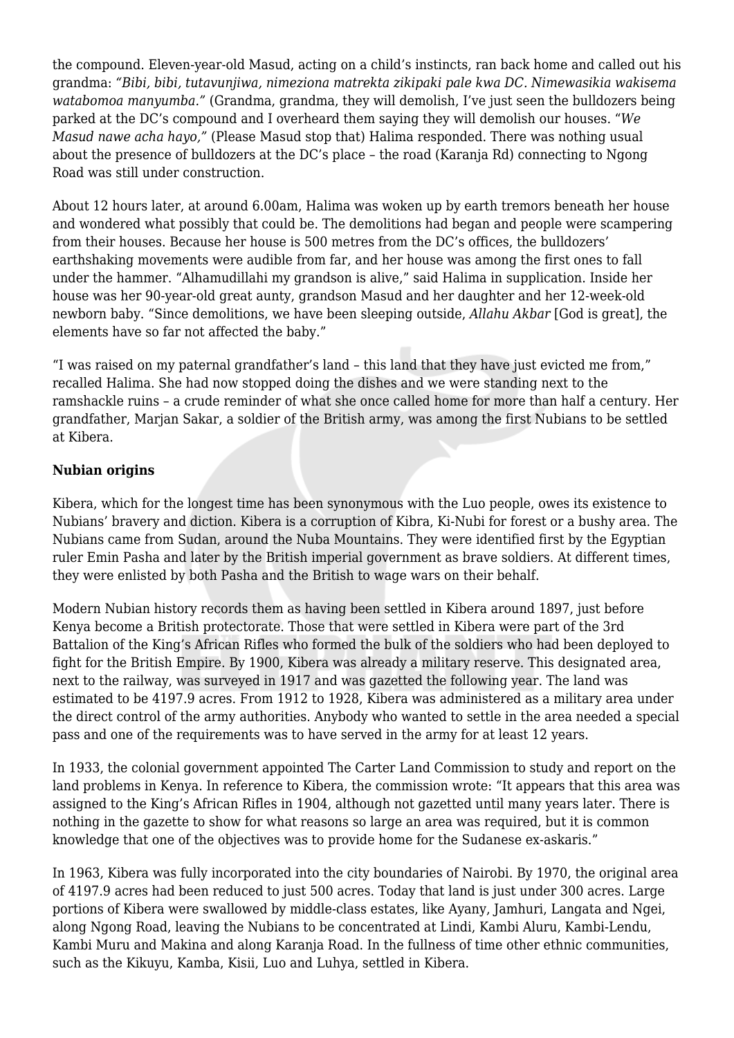the compound. Eleven-year-old Masud, acting on a child's instincts, ran back home and called out his grandma: *"Bibi, bibi, tutavunjiwa, nimeziona matrekta zikipaki pale kwa DC. Nimewasikia wakisema watabomoa manyumba."* (Grandma, grandma, they will demolish, I've just seen the bulldozers being parked at the DC's compound and I overheard them saying they will demolish our houses. "*We Masud nawe acha hayo,"* (Please Masud stop that) Halima responded. There was nothing usual about the presence of bulldozers at the DC's place – the road (Karanja Rd) connecting to Ngong Road was still under construction.

About 12 hours later, at around 6.00am, Halima was woken up by earth tremors beneath her house and wondered what possibly that could be. The demolitions had began and people were scampering from their houses. Because her house is 500 metres from the DC's offices, the bulldozers' earthshaking movements were audible from far, and her house was among the first ones to fall under the hammer. "Alhamudillahi my grandson is alive," said Halima in supplication. Inside her house was her 90-year-old great aunty, grandson Masud and her daughter and her 12-week-old newborn baby. "Since demolitions, we have been sleeping outside, *Allahu Akbar* [God is great], the elements have so far not affected the baby."

"I was raised on my paternal grandfather's land – this land that they have just evicted me from," recalled Halima. She had now stopped doing the dishes and we were standing next to the ramshackle ruins – a crude reminder of what she once called home for more than half a century. Her grandfather, Marjan Sakar, a soldier of the British army, was among the first Nubians to be settled at Kibera.

**Nubian origins**

Kibera, which for the longest time has been synonymous with the Luo people, owes its existence to Nubians' bravery and diction. Kibera is a corruption of Kibra, Ki-Nubi for forest or a bushy area. The Nubians came from Sudan, around the Nuba Mountains. They were identified first by the Egyptian ruler Emin Pasha and later by the British imperial government as brave soldiers. At different times, they were enlisted by both Pasha and the British to wage wars on their behalf.

Modern Nubian history records them as having been settled in Kibera around 1897, just before Kenya become a British protectorate. Those that were settled in Kibera were part of the 3rd Battalion of the King's African Rifles who formed the bulk of the soldiers who had been deployed to fight for the British Empire. By 1900, Kibera was already a military reserve. This designated area, next to the railway, was surveyed in 1917 and was gazetted the following year. The land was estimated to be 4197.9 acres. From 1912 to 1928, Kibera was administered as a military area under the direct control of the army authorities. Anybody who wanted to settle in the area needed a special pass and one of the requirements was to have served in the army for at least 12 years.

In 1933, the colonial government appointed The Carter Land Commission to study and report on the land problems in Kenya. In reference to Kibera, the commission wrote: "It appears that this area was assigned to the King's African Rifles in 1904, although not gazetted until many years later. There is nothing in the gazette to show for what reasons so large an area was required, but it is common knowledge that one of the objectives was to provide home for the Sudanese ex-askaris."

In 1963, Kibera was fully incorporated into the city boundaries of Nairobi. By 1970, the original area of 4197.9 acres had been reduced to just 500 acres. Today that land is just under 300 acres. Large portions of Kibera were swallowed by middle-class estates, like Ayany, Jamhuri, Langata and Ngei, along Ngong Road, leaving the Nubians to be concentrated at Lindi, Kambi Aluru, Kambi-Lendu, Kambi Muru and Makina and along Karanja Road. In the fullness of time other ethnic communities, such as the Kikuyu, Kamba, Kisii, Luo and Luhya, settled in Kibera.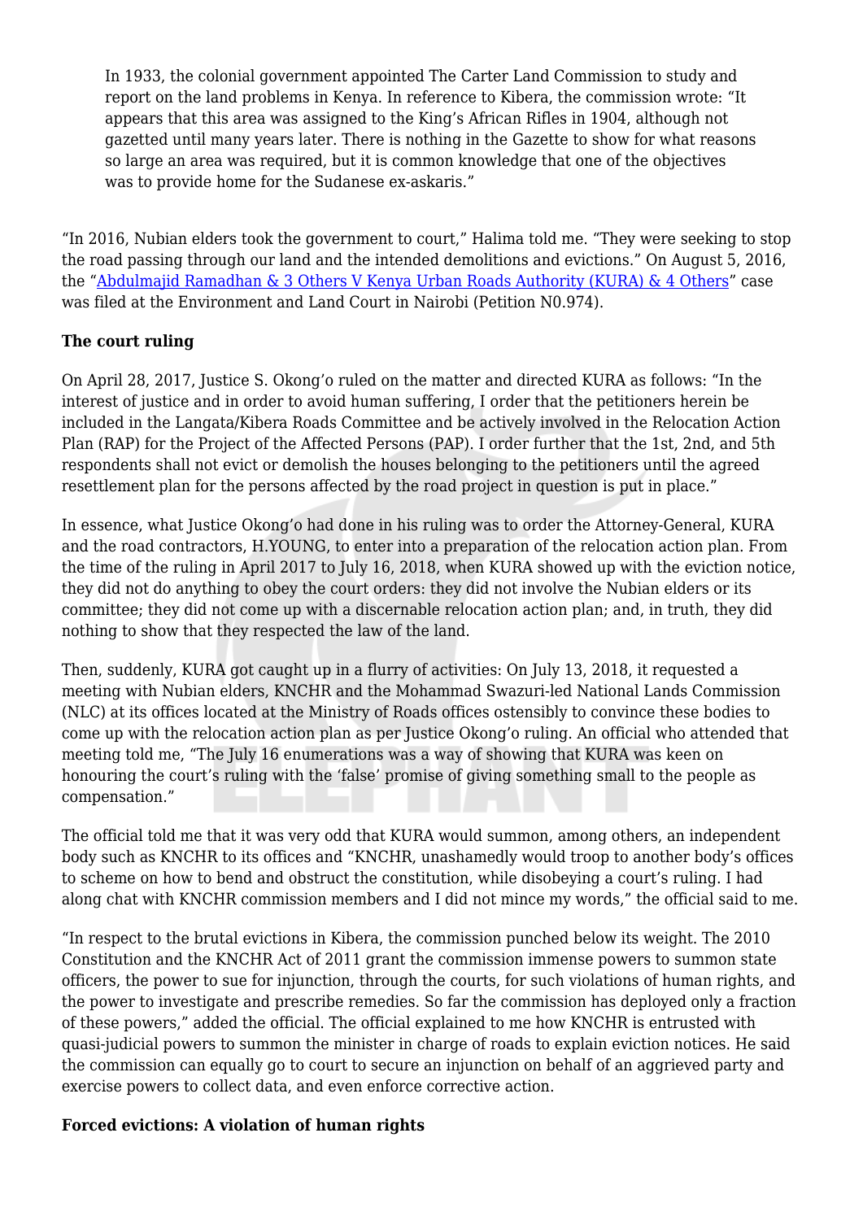> In 1933, the colonial government appointed The Carter Land Commission to study and report on the land problems in Kenya. In reference to Kibera, the commission wrote: "It appears that this area was assigned to the King's African Rifles in 1904, although not gazetted until many years later. There is nothing in the Gazette to show for what reasons so large an area was required, but it is common knowledge that one of the objectives was to provide home for the Sudanese ex-askaris."

"In 2016, Nubian elders took the government to court," Halima told me. "They were seeking to stop the road passing through our land and the intended demolitions and evictions." On August 5, 2016, the "Abdulmajid Ramadhan & 3 Others V Kenya Urban Roads Authority (KURA) & 4 Others" case was filed at the Environment and Land Court in Nairobi (Petition N0.974).

**The court ruling**

On April 28, 2017, Justice S. Okong'o ruled on the matter and directed KURA as follows: "In the interest of justice and in order to avoid human suffering, I order that the petitioners herein be included in the Langata/Kibera Roads Committee and be actively involved in the Relocation Action Plan (RAP) for the Project of the Affected Persons (PAP). I order further that the 1st, 2nd, and 5th respondents shall not evict or demolish the houses belonging to the petitioners until the agreed resettlement plan for the persons affected by the road project in question is put in place."

In essence, what Justice Okong'o had done in his ruling was to order the Attorney-General, KURA and the road contractors, H.YOUNG, to enter into a preparation of the relocation action plan. From the time of the ruling in April 2017 to July 16, 2018, when KURA showed up with the eviction notice, they did not do anything to obey the court orders: they did not involve the Nubian elders or its committee; they did not come up with a discernable relocation action plan; and, in truth, they did nothing to show that they respected the law of the land.

Then, suddenly, KURA got caught up in a flurry of activities: On July 13, 2018, it requested a meeting with Nubian elders, KNCHR and the Mohammad Swazuri-led National Lands Commission (NLC) at its offices located at the Ministry of Roads offices ostensibly to convince these bodies to come up with the relocation action plan as per Justice Okong'o ruling. An official who attended that meeting told me, "The July 16 enumerations was a way of showing that KURA was keen on honouring the court's ruling with the 'false' promise of giving something small to the people as compensation."

The official told me that it was very odd that KURA would summon, among others, an independent body such as KNCHR to its offices and "KNCHR, unashamedly would troop to another body's offices to scheme on how to bend and obstruct the constitution, while disobeying a court's ruling. I had along chat with KNCHR commission members and I did not mince my words," the official said to me.

"In respect to the brutal evictions in Kibera, the commission punched below its weight. The 2010 Constitution and the KNCHR Act of 2011 grant the commission immense powers to summon state officers, the power to sue for injunction, through the courts, for such violations of human rights, and the power to investigate and prescribe remedies. So far the commission has deployed only a fraction of these powers," added the official. The official explained to me how KNCHR is entrusted with quasi-judicial powers to summon the minister in charge of roads to explain eviction notices. He said the commission can equally go to court to secure an injunction on behalf of an aggrieved party and exercise powers to collect data, and even enforce corrective action.

**Forced evictions: A violation of human rights**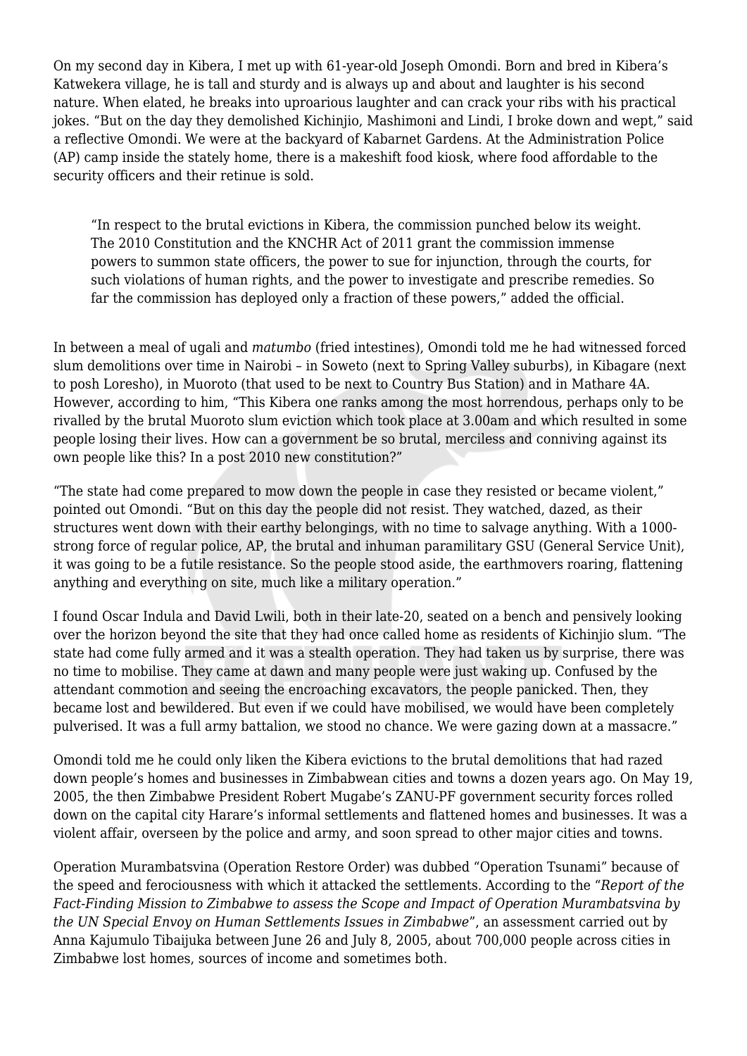On my second day in Kibera, I met up with 61-year-old Joseph Omondi. Born and bred in Kibera's Katwekera village, he is tall and sturdy and is always up and about and laughter is his second nature. When elated, he breaks into uproarious laughter and can crack your ribs with his practical jokes. "But on the day they demolished Kichinjio, Mashimoni and Lindi, I broke down and wept," said a reflective Omondi. We were at the backyard of Kabarnet Gardens. At the Administration Police (AP) camp inside the stately home, there is a makeshift food kiosk, where food affordable to the security officers and their retinue is sold.

> "In respect to the brutal evictions in Kibera, the commission punched below its weight. The 2010 Constitution and the KNCHR Act of 2011 grant the commission immense powers to summon state officers, the power to sue for injunction, through the courts, for such violations of human rights, and the power to investigate and prescribe remedies. So far the commission has deployed only a fraction of these powers," added the official.

In between a meal of ugali and *matumbo* (fried intestines), Omondi told me he had witnessed forced slum demolitions over time in Nairobi – in Soweto (next to Spring Valley suburbs), in Kibagare (next to posh Loresho), in Muoroto (that used to be next to Country Bus Station) and in Mathare 4A. However, according to him, "This Kibera one ranks among the most horrendous, perhaps only to be rivalled by the brutal Muoroto slum eviction which took place at 3.00am and which resulted in some people losing their lives. How can a government be so brutal, merciless and conniving against its own people like this? In a post 2010 new constitution?"

"The state had come prepared to mow down the people in case they resisted or became violent," pointed out Omondi. "But on this day the people did not resist. They watched, dazed, as their structures went down with their earthy belongings, with no time to salvage anything. With a 1000-strong force of regular police, AP, the brutal and inhuman paramilitary GSU (General Service Unit), it was going to be a futile resistance. So the people stood aside, the earthmovers roaring, flattening anything and everything on site, much like a military operation."

I found Oscar Indula and David Lwili, both in their late-20, seated on a bench and pensively looking over the horizon beyond the site that they had once called home as residents of Kichinjio slum. "The state had come fully armed and it was a stealth operation. They had taken us by surprise, there was no time to mobilise. They came at dawn and many people were just waking up. Confused by the attendant commotion and seeing the encroaching excavators, the people panicked. Then, they became lost and bewildered. But even if we could have mobilised, we would have been completely pulverised. It was a full army battalion, we stood no chance. We were gazing down at a massacre."

Omondi told me he could only liken the Kibera evictions to the brutal demolitions that had razed down people's homes and businesses in Zimbabwean cities and towns a dozen years ago. On May 19, 2005, the then Zimbabwe President Robert Mugabe's ZANU-PF government security forces rolled down on the capital city Harare's informal settlements and flattened homes and businesses. It was a violent affair, overseen by the police and army, and soon spread to other major cities and towns.

Operation Murambatsvina (Operation Restore Order) was dubbed "Operation Tsunami" because of the speed and ferociousness with which it attacked the settlements. According to the "*Report of the Fact-Finding Mission to Zimbabwe to assess the Scope and Impact of Operation Murambatsvina by the UN Special Envoy on Human Settlements Issues in Zimbabwe*", an assessment carried out by Anna Kajumulo Tibaijuka between June 26 and July 8, 2005, about 700,000 people across cities in Zimbabwe lost homes, sources of income and sometimes both.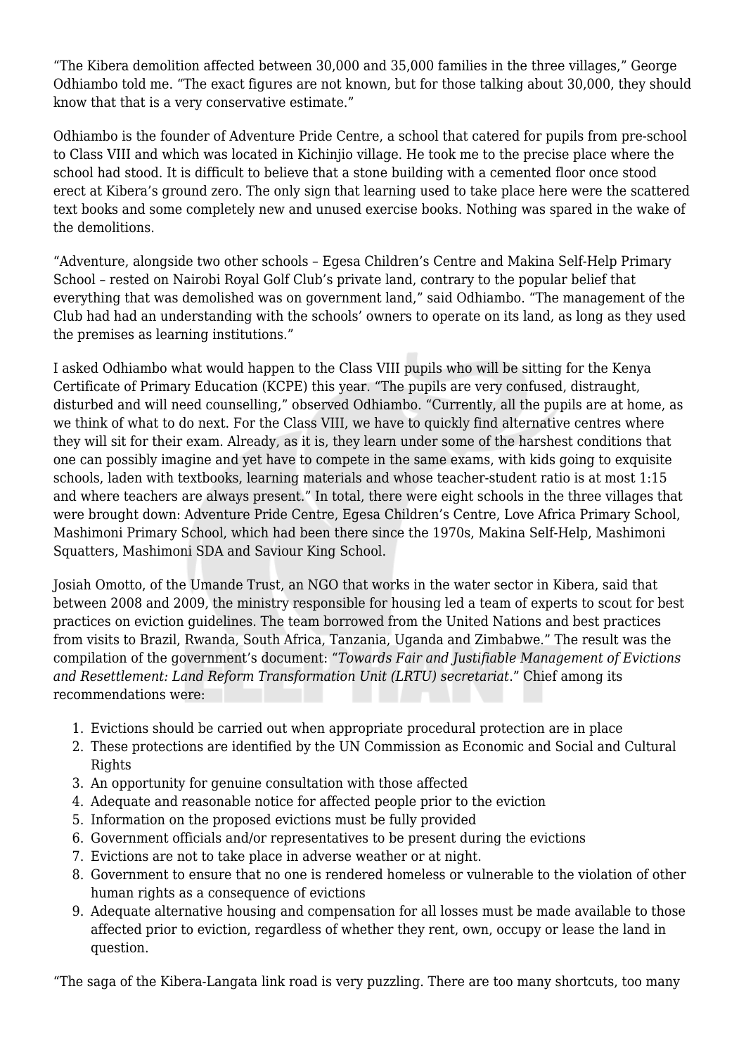"The Kibera demolition affected between 30,000 and 35,000 families in the three villages," George Odhiambo told me. "The exact figures are not known, but for those talking about 30,000, they should know that that is a very conservative estimate."

Odhiambo is the founder of Adventure Pride Centre, a school that catered for pupils from pre-school to Class VIII and which was located in Kichinjio village. He took me to the precise place where the school had stood. It is difficult to believe that a stone building with a cemented floor once stood erect at Kibera's ground zero. The only sign that learning used to take place here were the scattered text books and some completely new and unused exercise books. Nothing was spared in the wake of the demolitions.

"Adventure, alongside two other schools – Egesa Children's Centre and Makina Self-Help Primary School – rested on Nairobi Royal Golf Club's private land, contrary to the popular belief that everything that was demolished was on government land," said Odhiambo. "The management of the Club had had an understanding with the schools' owners to operate on its land, as long as they used the premises as learning institutions."

I asked Odhiambo what would happen to the Class VIII pupils who will be sitting for the Kenya Certificate of Primary Education (KCPE) this year. "The pupils are very confused, distraught, disturbed and will need counselling," observed Odhiambo. "Currently, all the pupils are at home, as we think of what to do next. For the Class VIII, we have to quickly find alternative centres where they will sit for their exam. Already, as it is, they learn under some of the harshest conditions that one can possibly imagine and yet have to compete in the same exams, with kids going to exquisite schools, laden with textbooks, learning materials and whose teacher-student ratio is at most 1:15 and where teachers are always present." In total, there were eight schools in the three villages that were brought down: Adventure Pride Centre, Egesa Children's Centre, Love Africa Primary School, Mashimoni Primary School, which had been there since the 1970s, Makina Self-Help, Mashimoni Squatters, Mashimoni SDA and Saviour King School.

Josiah Omotto, of the Umande Trust, an NGO that works in the water sector in Kibera, said that between 2008 and 2009, the ministry responsible for housing led a team of experts to scout for best practices on eviction guidelines. The team borrowed from the United Nations and best practices from visits to Brazil, Rwanda, South Africa, Tanzania, Uganda and Zimbabwe." The result was the compilation of the government's document: "*Towards Fair and Justifiable Management of Evictions and Resettlement: Land Reform Transformation Unit (LRTU) secretariat*." Chief among its recommendations were:

1. Evictions should be carried out when appropriate procedural protection are in place
2. These protections are identified by the UN Commission as Economic and Social and Cultural Rights
3. An opportunity for genuine consultation with those affected
4. Adequate and reasonable notice for affected people prior to the eviction
5. Information on the proposed evictions must be fully provided
6. Government officials and/or representatives to be present during the evictions
7. Evictions are not to take place in adverse weather or at night.
8. Government to ensure that no one is rendered homeless or vulnerable to the violation of other human rights as a consequence of evictions
9. Adequate alternative housing and compensation for all losses must be made available to those affected prior to eviction, regardless of whether they rent, own, occupy or lease the land in question.

"The saga of the Kibera-Langata link road is very puzzling. There are too many shortcuts, too many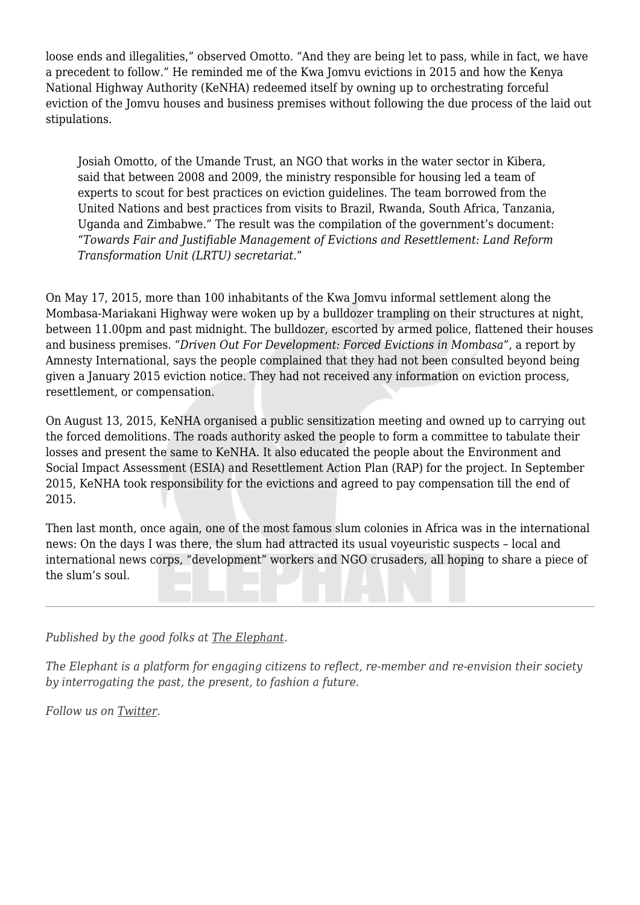loose ends and illegalities," observed Omotto. "And they are being let to pass, while in fact, we have a precedent to follow." He reminded me of the Kwa Jomvu evictions in 2015 and how the Kenya National Highway Authority (KeNHA) redeemed itself by owning up to orchestrating forceful eviction of the Jomvu houses and business premises without following the due process of the laid out stipulations.

> Josiah Omotto, of the Umande Trust, an NGO that works in the water sector in Kibera, said that between 2008 and 2009, the ministry responsible for housing led a team of experts to scout for best practices on eviction guidelines. The team borrowed from the United Nations and best practices from visits to Brazil, Rwanda, South Africa, Tanzania, Uganda and Zimbabwe." The result was the compilation of the government's document: "*Towards Fair and Justifiable Management of Evictions and Resettlement: Land Reform Transformation Unit (LRTU) secretariat*."

On May 17, 2015, more than 100 inhabitants of the Kwa Jomvu informal settlement along the Mombasa-Mariakani Highway were woken up by a bulldozer trampling on their structures at night, between 11.00pm and past midnight. The bulldozer, escorted by armed police, flattened their houses and business premises. "*Driven Out For Development: Forced Evictions in Mombasa*", a report by Amnesty International, says the people complained that they had not been consulted beyond being given a January 2015 eviction notice. They had not received any information on eviction process, resettlement, or compensation.

On August 13, 2015, KeNHA organised a public sensitization meeting and owned up to carrying out the forced demolitions. The roads authority asked the people to form a committee to tabulate their losses and present the same to KeNHA. It also educated the people about the Environment and Social Impact Assessment (ESIA) and Resettlement Action Plan (RAP) for the project. In September 2015, KeNHA took responsibility for the evictions and agreed to pay compensation till the end of 2015.

Then last month, once again, one of the most famous slum colonies in Africa was in the international news: On the days I was there, the slum had attracted its usual voyeuristic suspects – local and international news corps, "development" workers and NGO crusaders, all hoping to share a piece of the slum's soul.

---

*Published by the good folks at The Elephant.*

*The Elephant is a platform for engaging citizens to reflect, re-member and re-envision their society by interrogating the past, the present, to fashion a future.*

*Follow us on Twitter.*